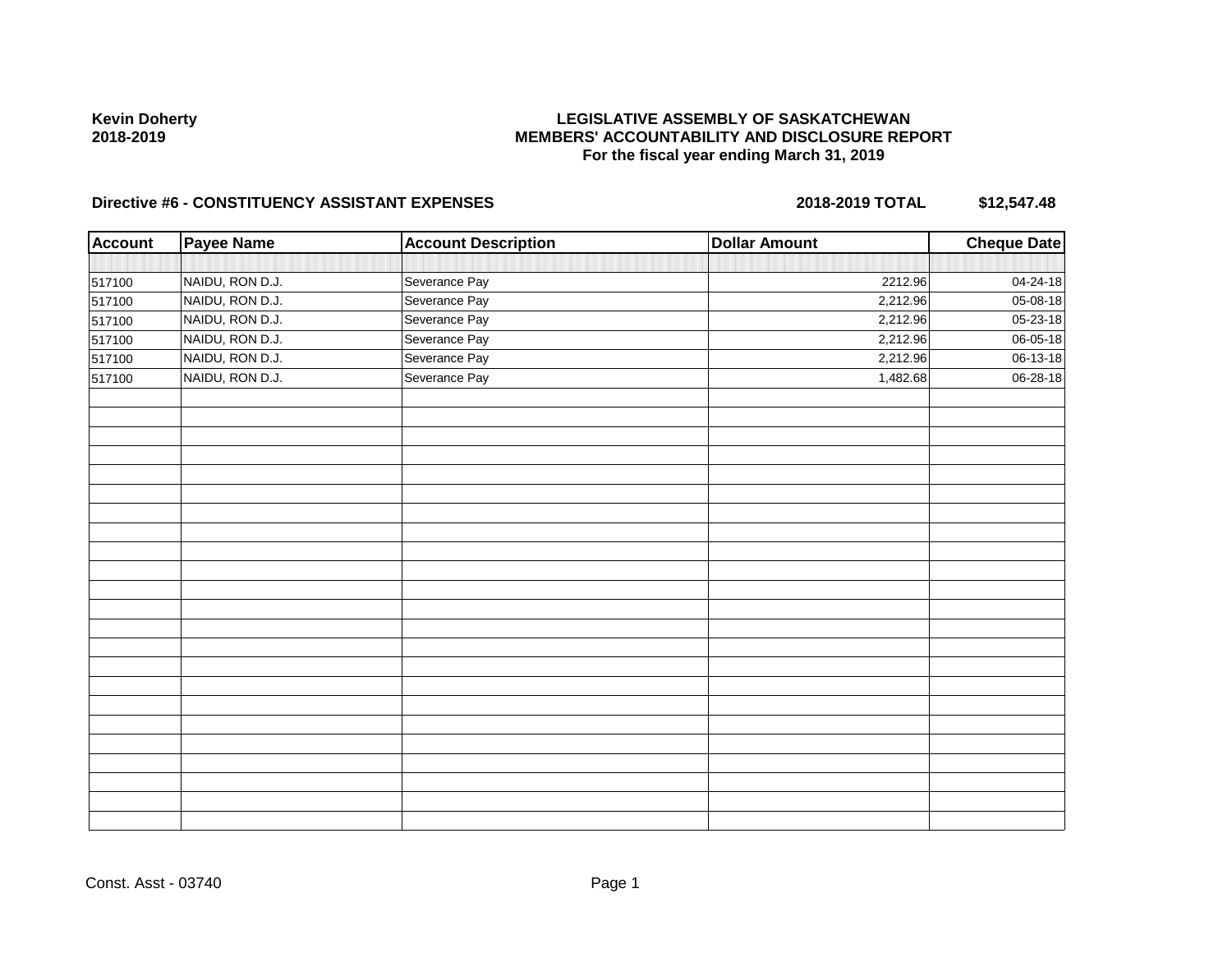**Kevin Doherty**
**2018-2019**

# LEGISLATIVE ASSEMBLY OF SASKATCHEWAN
## MEMBERS' ACCOUNTABILITY AND DISCLOSURE REPORT
### For the fiscal year ending March 31, 2019

**Directive #6 - CONSTITUENCY ASSISTANT EXPENSES** **2018-2019 TOTAL** **$12,547.48**

| Account | Payee Name | Account Description | Dollar Amount | Cheque Date |
|---|---|---|---|---|
| 517100 | NAIDU, RON D.J. | Severance Pay | 2212.96 | 04-24-18 |
| 517100 | NAIDU, RON D.J. | Severance Pay | 2,212.96 | 05-08-18 |
| 517100 | NAIDU, RON D.J. | Severance Pay | 2,212.96 | 05-23-18 |
| 517100 | NAIDU, RON D.J. | Severance Pay | 2,212.96 | 06-05-18 |
| 517100 | NAIDU, RON D.J. | Severance Pay | 2,212.96 | 06-13-18 |
| 517100 | NAIDU, RON D.J. | Severance Pay | 1,482.68 | 06-28-18 |

Const. Asst - 03740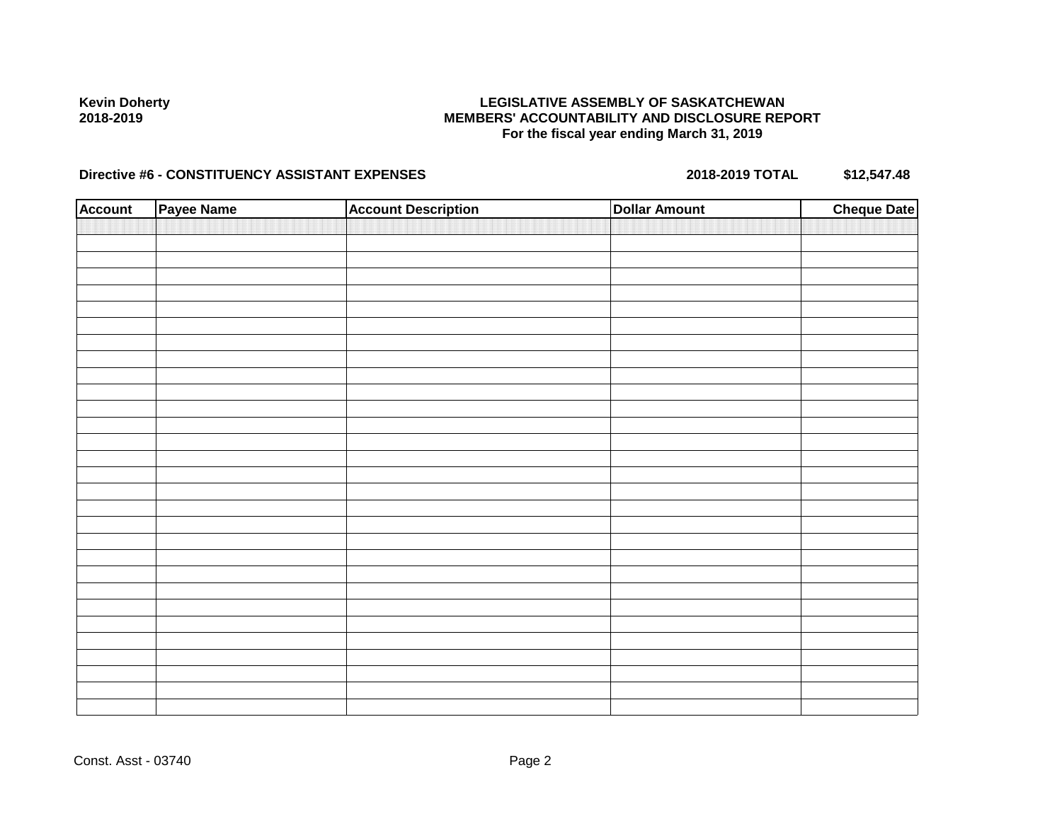**Kevin Doherty**
**2018-2019**

**LEGISLATIVE ASSEMBLY OF SASKATCHEWAN**
**MEMBERS' ACCOUNTABILITY AND DISCLOSURE REPORT**
**For the fiscal year ending March 31, 2019**

**Directive #6 - CONSTITUENCY ASSISTANT EXPENSES** **2018-2019 TOTAL** **$12,547.48**

| Account | Payee Name | Account Description | Dollar Amount | Cheque Date |
|---|---|---|---|---|
| | | | | |

Const. Asst - 03740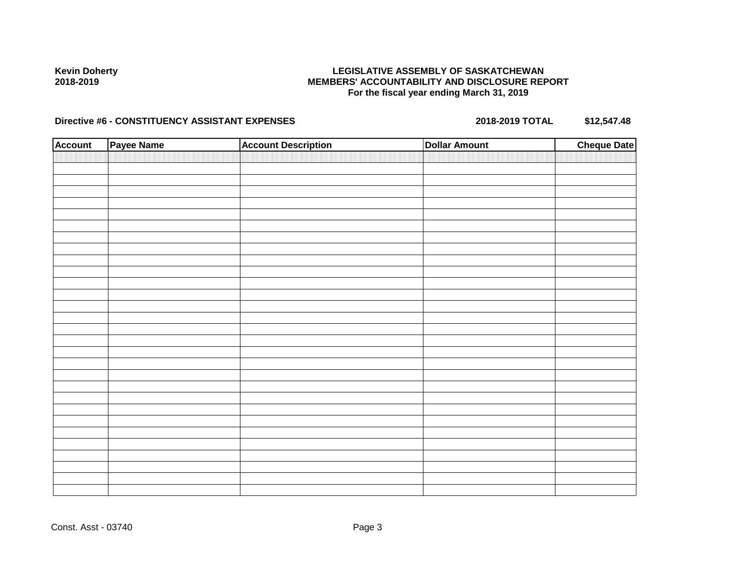**Kevin Doherty**
**2018-2019**

**LEGISLATIVE ASSEMBLY OF SASKATCHEWAN**
**MEMBERS' ACCOUNTABILITY AND DISCLOSURE REPORT**
**For the fiscal year ending March 31, 2019**

**Directive #6 - CONSTITUENCY ASSISTANT EXPENSES** **2018-2019 TOTAL** **$12,547.48**

| Account | Payee Name | Account Description | Dollar Amount | Cheque Date |
|---|---|---|---|---|
| | | | | |

Const. Asst - 03740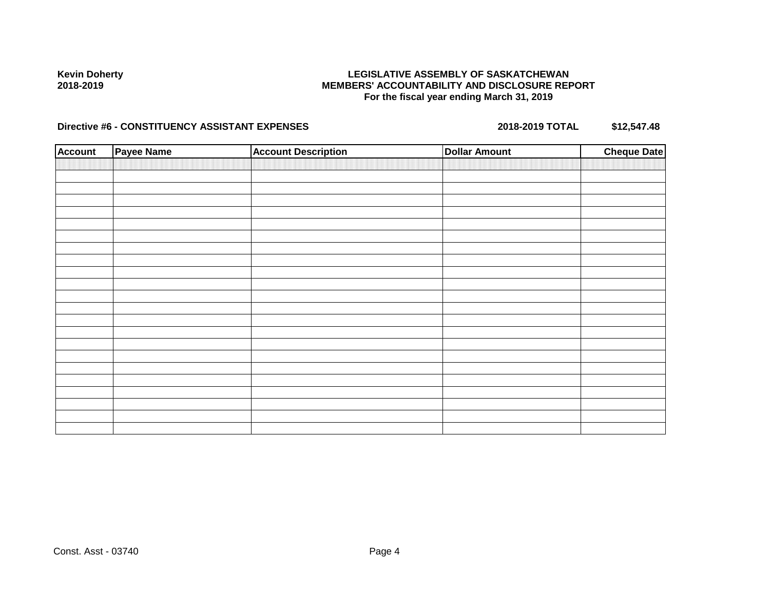**Kevin Doherty**
**2018-2019**

**LEGISLATIVE ASSEMBLY OF SASKATCHEWAN**
**MEMBERS' ACCOUNTABILITY AND DISCLOSURE REPORT**
**For the fiscal year ending March 31, 2019**

**Directive #6 - CONSTITUENCY ASSISTANT EXPENSES** **2018-2019 TOTAL** **$12,547.48**

| Account | Payee Name | Account Description | Dollar Amount | Cheque Date |
|---|---|---|---|---|
| | | | | |

Const. Asst - 03740